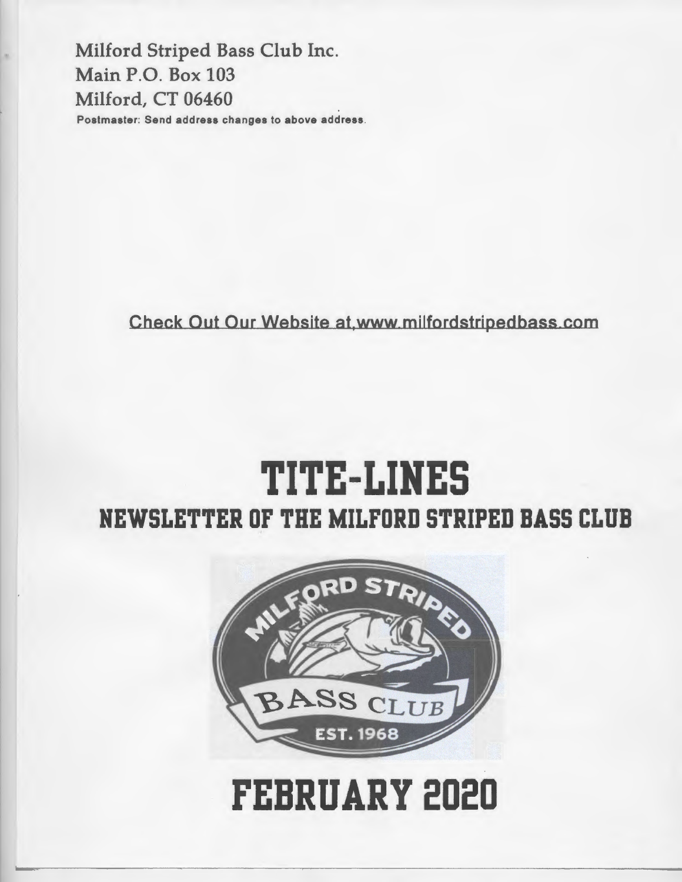Milford Striped Bass Club Inc.
Main P.O. Box 103
Milford, CT 06460

Postmaster: Send address changes to above address.

Check Out Our Website at www.milfordstripedbass.com

# TITE-LINES

## NEWSLETTER OF THE MILFORD STRIPED BASS CLUB

MILFORD STRIPED BASS CLUB EST. 1968

# FEBRUARY 2020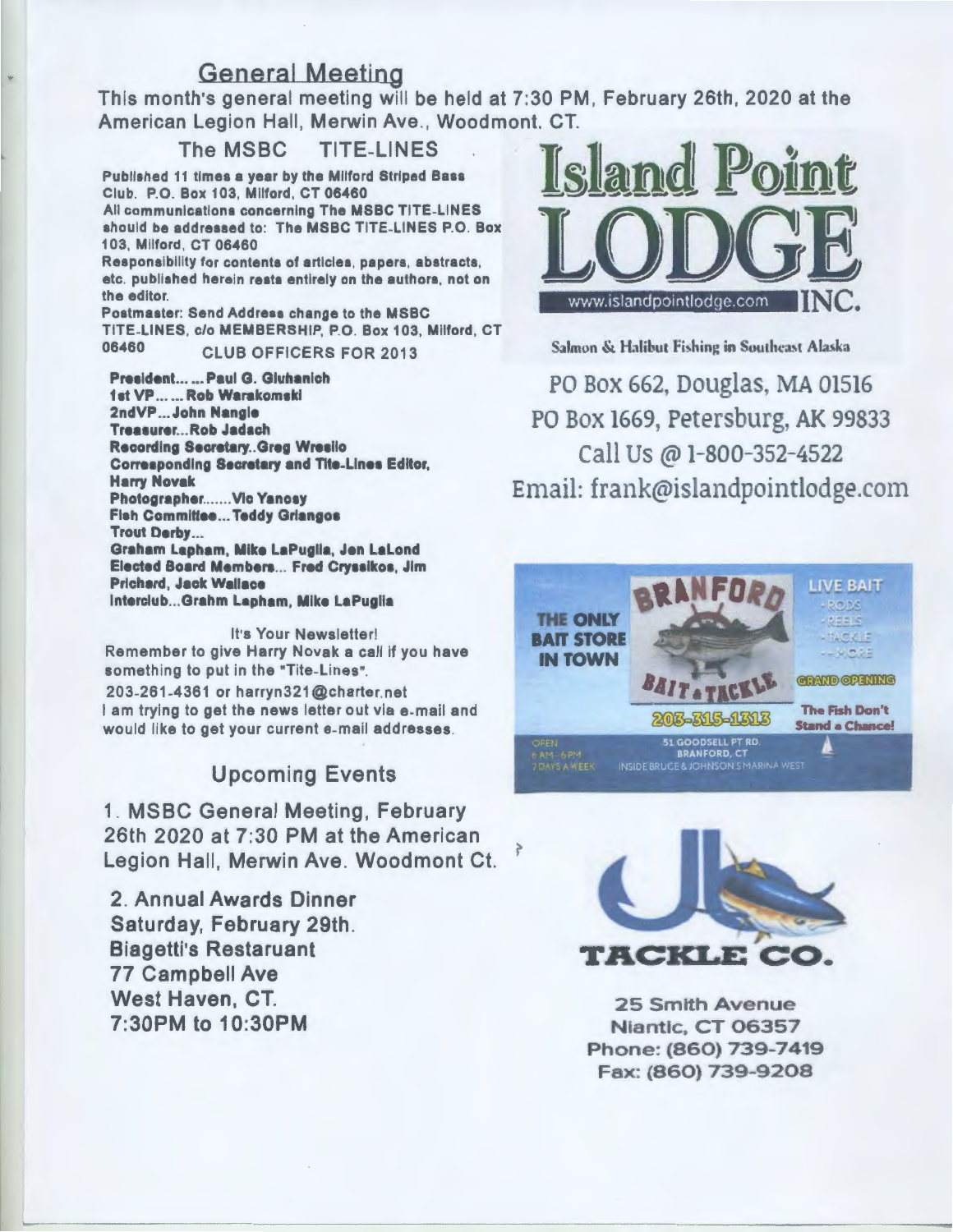## General Meeting

This month's general meeting will be held at 7:30 PM, February 26th, 2020 at the American Legion Hall, Merwin Ave., Woodmont. CT.

### The MSBC TITE-LINES

**Published 11 times a year by the Milford Striped Bass Club. P.O. Box 103, Milford, CT 06460**
**All communications concerning The MSBC TITE-LINES should be addressed to: The MSBC TITE-LINES P.O. Box 103, Milford, CT 06460**
**Responsibility for contents of articles, papers, abstracts, etc. published herein rests entirely on the authors, not on the editor.**
**Postmaster: Send Address change to the MSBC TITE-LINES, c/o MEMBERSHIP, P.O. Box 103, Milford, CT 06460**

CLUB OFFICERS FOR 2013

**President... ... Paul G. Gluhanich**
**1st VP... ... Rob Warakomski**
**2ndVP... John Nangle**
**Treasurer... Rob Jadach**
**Recording Secretary..Greg Wrosilo**
**Corresponding Secretary and Tite-Lines Editor, Harry Novak**
**Photographer....... Vic Yanosy**
**Fish Committee... Teddy Griangos**
**Trout Derby...**
**Graham Lapham, Mike LaPuglia, Jen LaLond**
**Elected Board Members... Fred Cryssikos, Jim Prichard, Jack Wallace**
**Interclub...Grahm Lapham, Mike LaPuglia**

It's Your Newsletter!
Remember to give Harry Novak a call if you have something to put in the "Tite-Lines".
203-261-4361 or harryn321@charter.net
I am trying to get the news letter out via e-mail and would like to get your current e-mail addresses.

## Upcoming Events

1. MSBC General Meeting, February 26th 2020 at 7:30 PM at the American Legion Hall, Merwin Ave. Woodmont Ct.

2. Annual Awards Dinner
Saturday, February 29th.
Biagetti's Restaruant
77 Campbell Ave
West Haven, CT.
7:30PM to 10:30PM

**Island Point LODGE INC.**
www.islandpointlodge.com

Salmon & Halibut Fishing in Southeast Alaska

PO Box 662, Douglas, MA 01516
PO Box 1669, Petersburg, AK 99833
Call Us @ 1-800-352-4522
Email: frank@islandpointlodge.com

**BRANFORD BAIT & TACKLE**
THE ONLY BAIT STORE IN TOWN
LIVE BAIT - RODS - REELS - TACKLE - MORE
GRAND OPENING
203-315-1313
The Fish Don't Stand a Chance!
OPEN 6 AM - 6 PM 7 DAYS A WEEK
51 GOODSELL PT RD. BRANFORD, CT
INSIDE BRUCE & JOHNSON'S MARINA WEST

**JB TACKLE CO.**
25 Smith Avenue
Niantic, CT 06357
Phone: (860) 739-7419
Fax: (860) 739-9208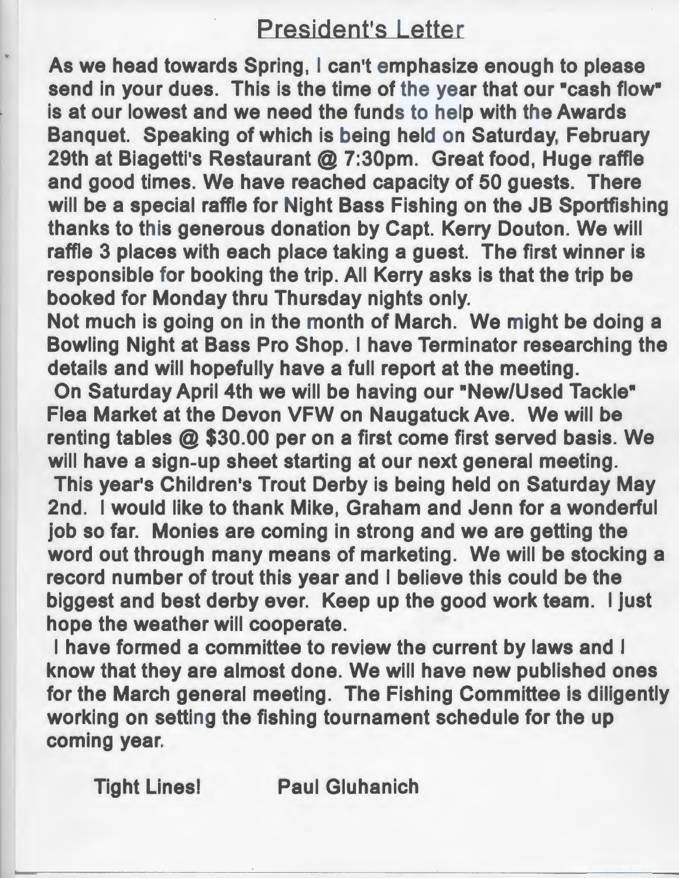## President's Letter

As we head towards Spring, I can't emphasize enough to please send in your dues. This is the time of the year that our "cash flow" is at our lowest and we need the funds to help with the Awards Banquet. Speaking of which is being held on Saturday, February 29th at Biagetti's Restaurant @ 7:30pm. Great food, Huge raffle and good times. We have reached capacity of 50 guests. There will be a special raffle for Night Bass Fishing on the JB Sportfishing thanks to this generous donation by Capt. Kerry Douton. We will raffle 3 places with each place taking a guest. The first winner is responsible for booking the trip. All Kerry asks is that the trip be booked for Monday thru Thursday nights only.

Not much is going on in the month of March. We might be doing a Bowling Night at Bass Pro Shop. I have Terminator researching the details and will hopefully have a full report at the meeting.

On Saturday April 4th we will be having our "New/Used Tackle" Flea Market at the Devon VFW on Naugatuck Ave. We will be renting tables @ $30.00 per on a first come first served basis. We will have a sign-up sheet starting at our next general meeting.

This year's Children's Trout Derby is being held on Saturday May 2nd. I would like to thank Mike, Graham and Jenn for a wonderful job so far. Monies are coming in strong and we are getting the word out through many means of marketing. We will be stocking a record number of trout this year and I believe this could be the biggest and best derby ever. Keep up the good work team. I just hope the weather will cooperate.

I have formed a committee to review the current by laws and I know that they are almost done. We will have new published ones for the March general meeting. The Fishing Committee is diligently working on setting the fishing tournament schedule for the up coming year.

Tight Lines! Paul Gluhanich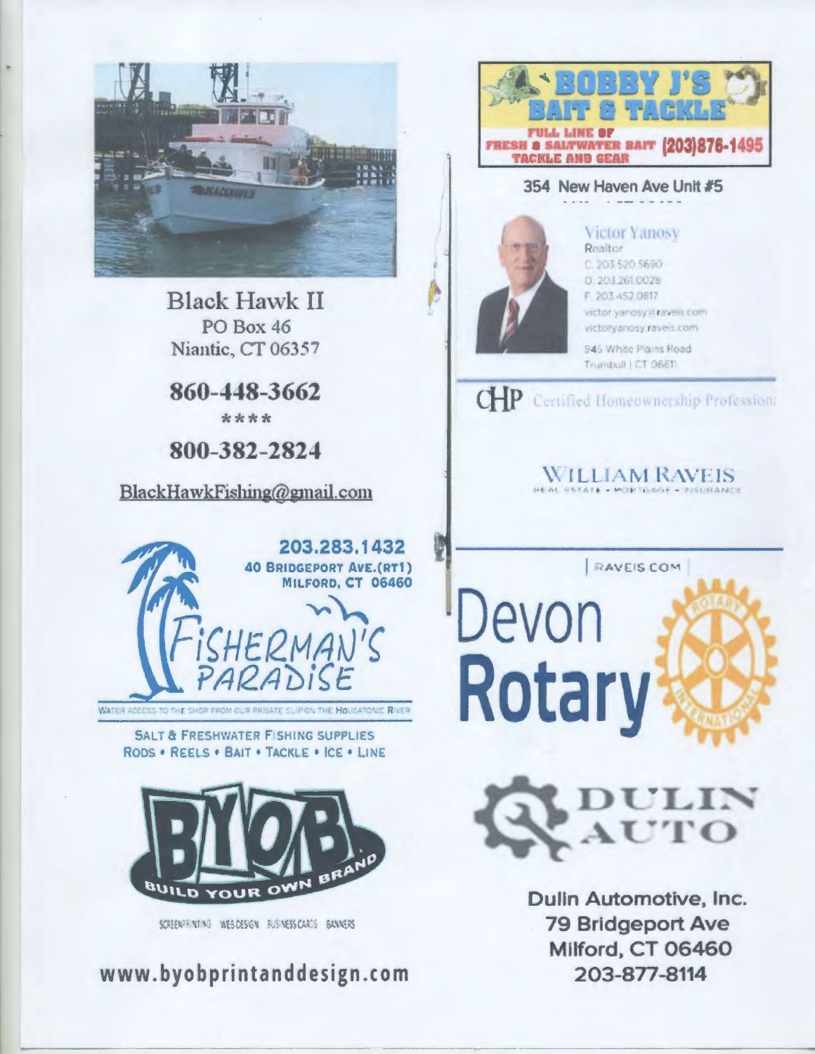**Black Hawk II**
PO Box 46
Niantic, CT 06357

**860-448-3662**

****

**800-382-2824**

BlackHawkFishing@gmail.com

**203.283.1432**
**40 BRIDGEPORT AVE. (RT1)**
**MILFORD, CT 06460**

**FISHERMAN'S PARADISE**

WATER ACCESS TO THE SHOP FROM OUR PRIVATE SLIP ON THE HOUSATONIC RIVER

SALT & FRESHWATER FISHING SUPPLIES
RODS • REELS • BAIT • TACKLE • ICE • LINE

**BYOB**
BUILD YOUR OWN BRAND

SCREENPRINTING WEB DESIGN BUSINESS CARDS BANNERS

**www.byobprintanddesign.com**

**BOBBY J'S BAIT & TACKLE**
FULL LINE OF FRESH & SALTWATER BAIT TACKLE AND GEAR (203)876-1495

**354 New Haven Ave Unit #5**

Victor Yanosy
Realtor
C. 203.520.5690
O. 203.261.0029
F. 203.452.0817
victor.yanosy@raveis.com
victoryanosy.raveis.com
945 White Plains Road
Trumbull | CT 06611

CHP Certified Homeownership Professional

WILLIAM RAVEIS
REAL ESTATE • MORTGAGE • INSURANCE

RAVEIS.COM

**Devon Rotary**

**DULIN AUTO**

**Dulin Automotive, Inc.**
**79 Bridgeport Ave**
**Milford, CT 06460**
**203-877-8114**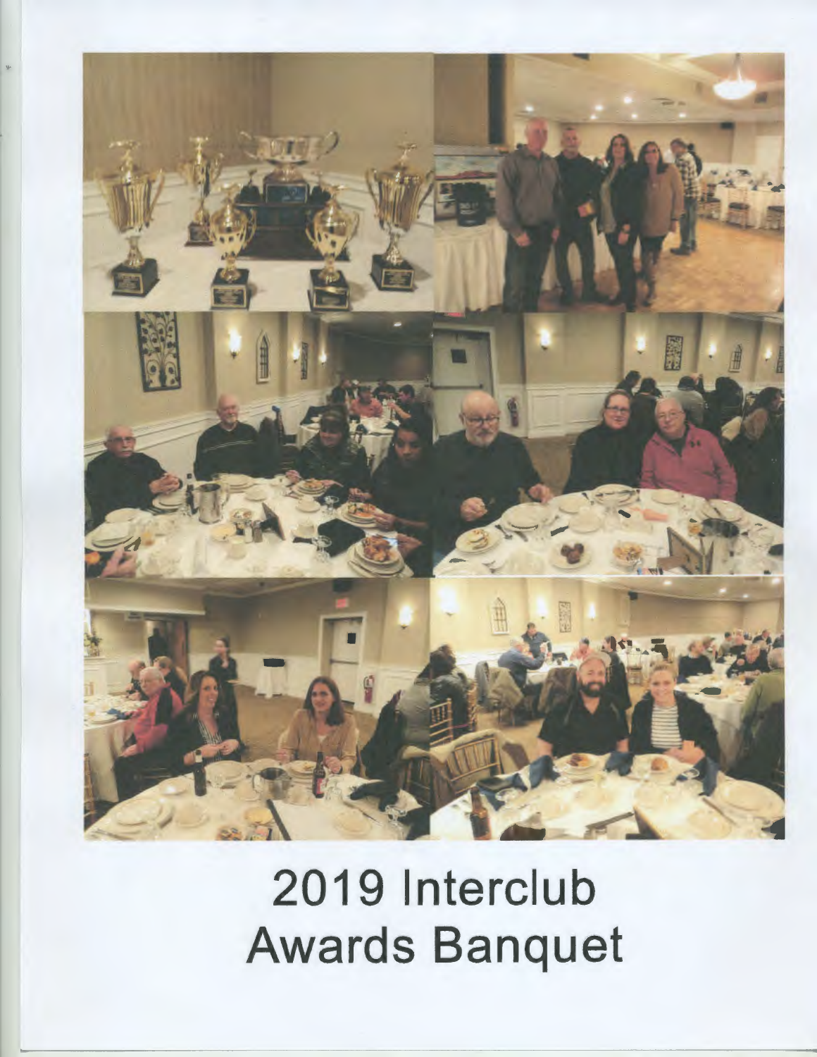# 2019 Interclub Awards Banquet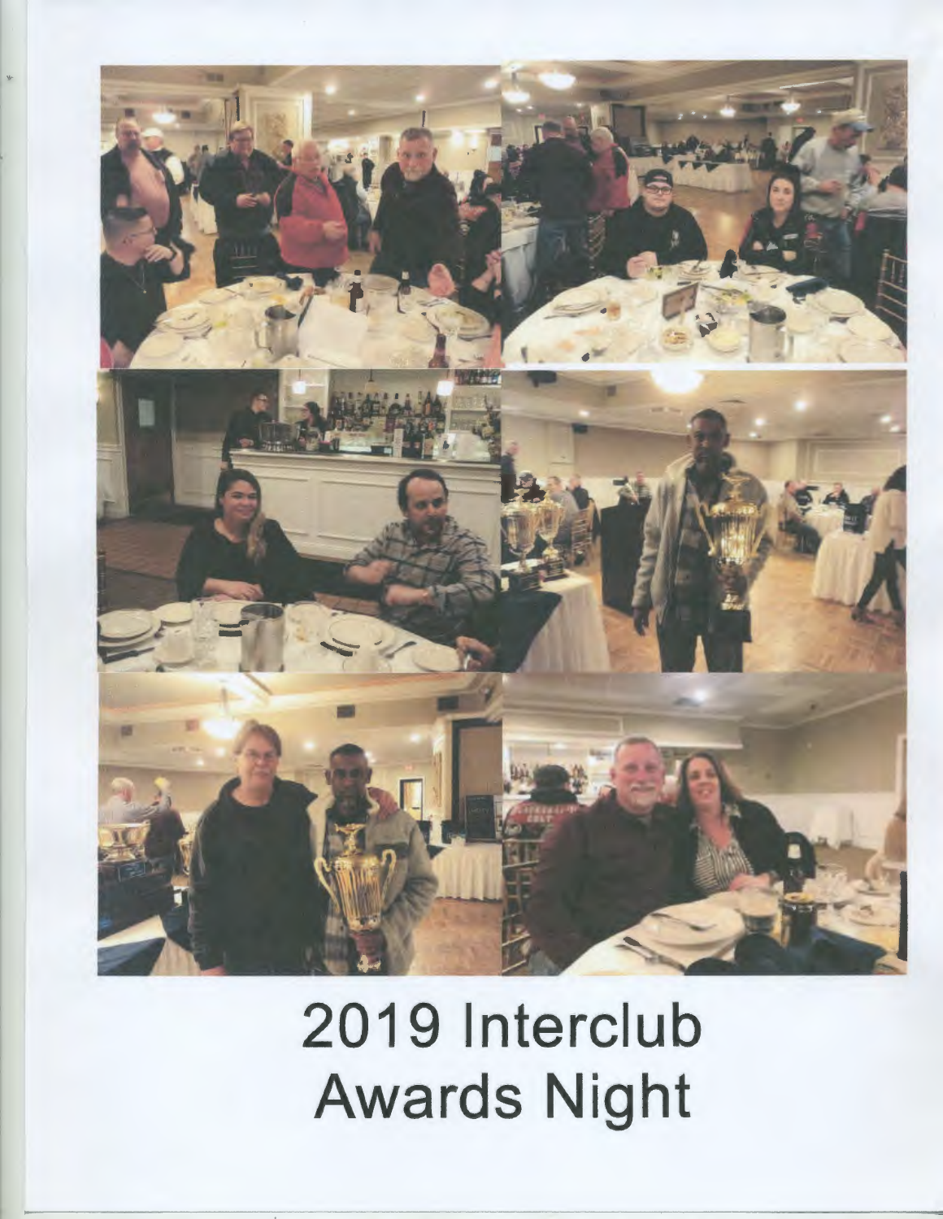# 2019 Interclub Awards Night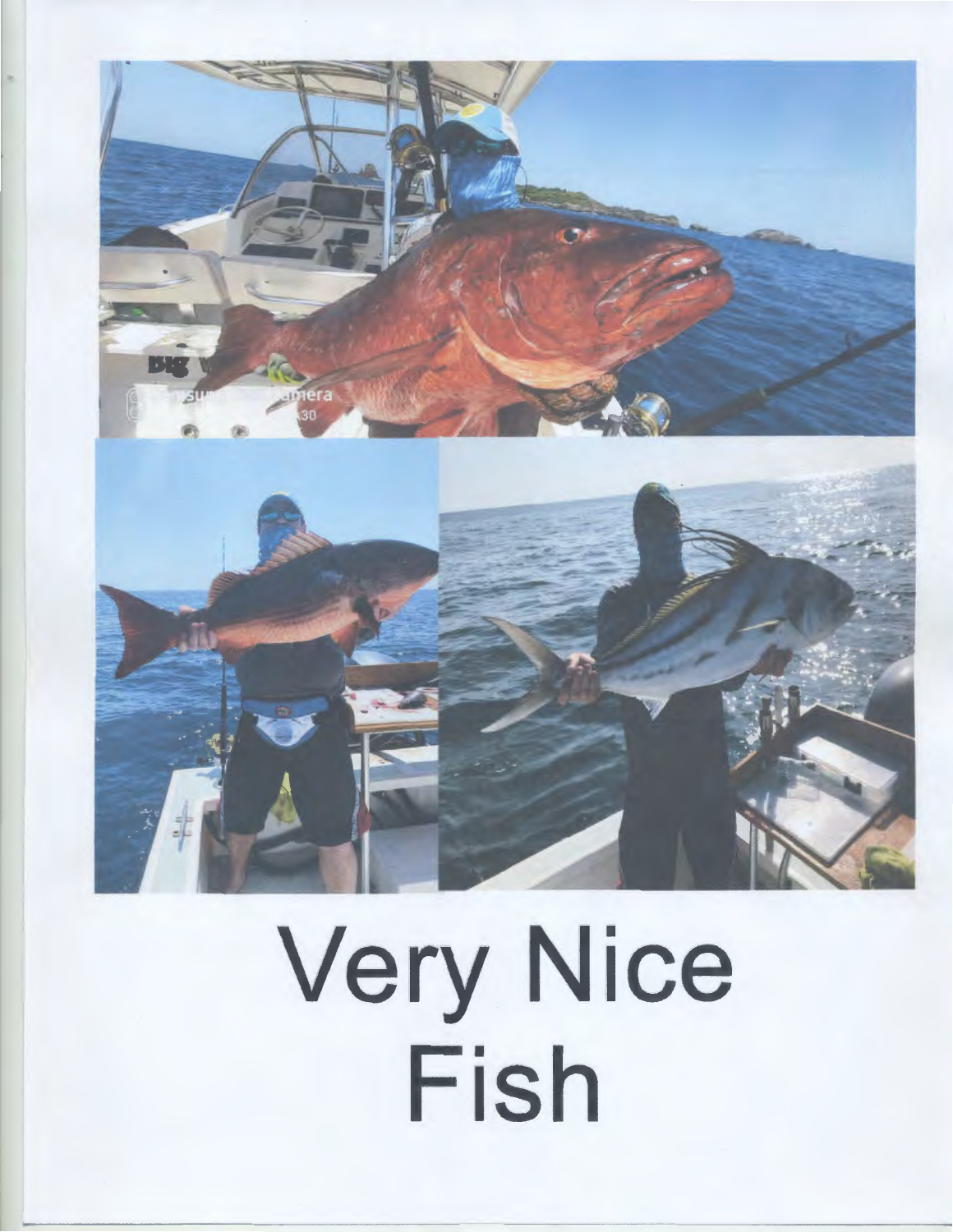# Very Nice Fish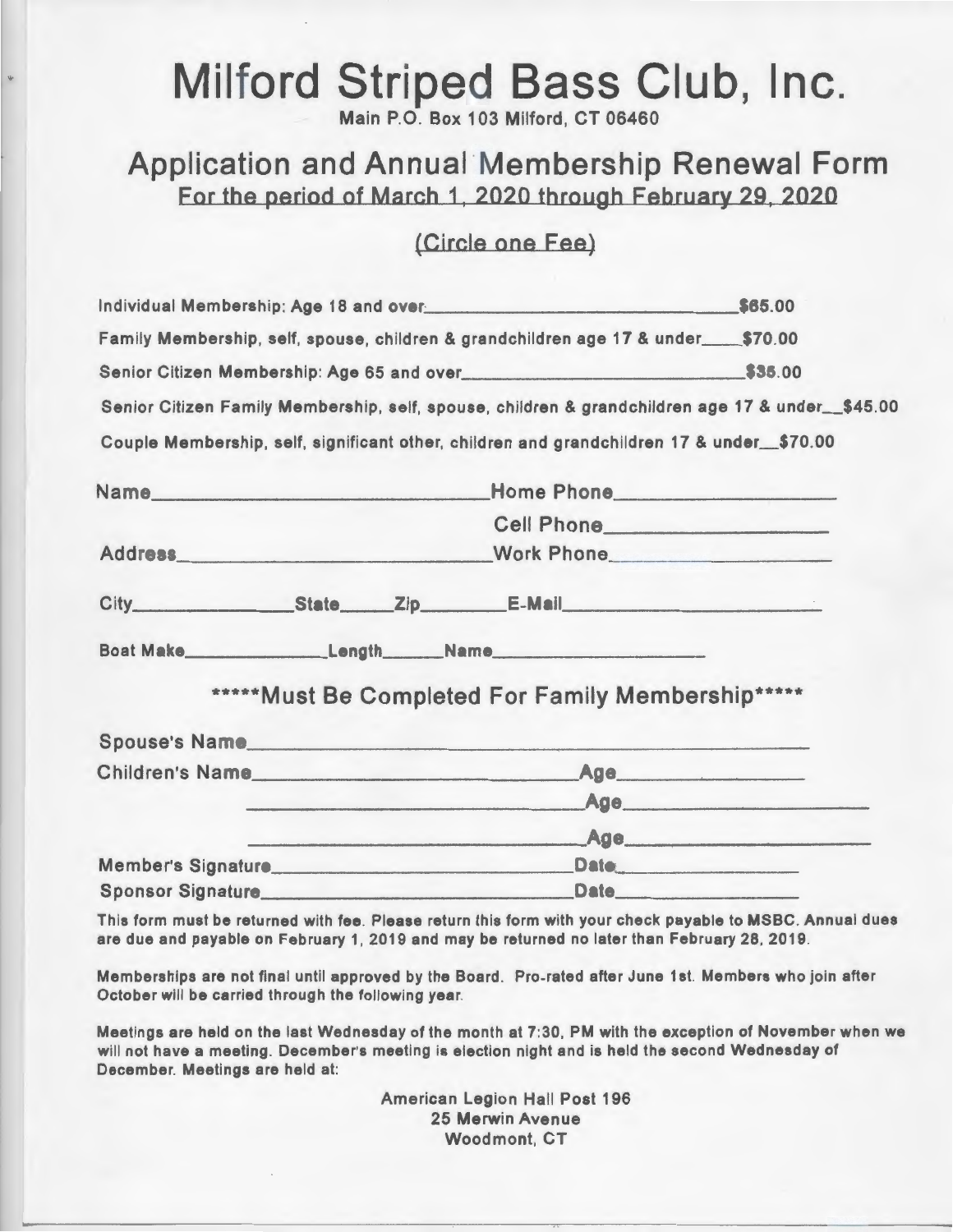# Milford Striped Bass Club, Inc.

Main P.O. Box 103 Milford, CT 06460

## Application and Annual Membership Renewal Form

For the period of March 1, 2020 through February 29, 2020

(Circle one Fee)

Individual Membership: Age 18 and over________________________________$65.00

Family Membership, self, spouse, children & grandchildren age 17 & under____$70.00

Senior Citizen Membership: Age 65 and over____________________________$35.00

Senior Citizen Family Membership, self, spouse, children & grandchildren age 17 & under__$45.00

Couple Membership, self, significant other, children and grandchildren 17 & under__$70.00

Name________________________________Home Phone____________________

Cell Phone____________________

Address______________________________Work Phone____________________

City_______________State_____Zip________E-Mail__________________________

Boat Make______________Length______Name_____________________

### *****Must Be Completed For Family Membership*****

Spouse's Name_____________________________________________________

Children's Name_____________________________Age_________________

_____________________________Age_________________

_____________________________Age_________________

Member's Signature_____________________________Date_________________

Sponsor Signature_____________________________Date_________________

This form must be returned with fee. Please return this form with your check payable to MSBC. Annual dues are due and payable on February 1, 2019 and may be returned no later than February 28, 2019.

Memberships are not final until approved by the Board. Pro-rated after June 1st. Members who join after October will be carried through the following year.

Meetings are held on the last Wednesday of the month at 7:30, PM with the exception of November when we will not have a meeting. December's meeting is election night and is held the second Wednesday of December. Meetings are held at:

American Legion Hall Post 196
25 Merwin Avenue
Woodmont, CT